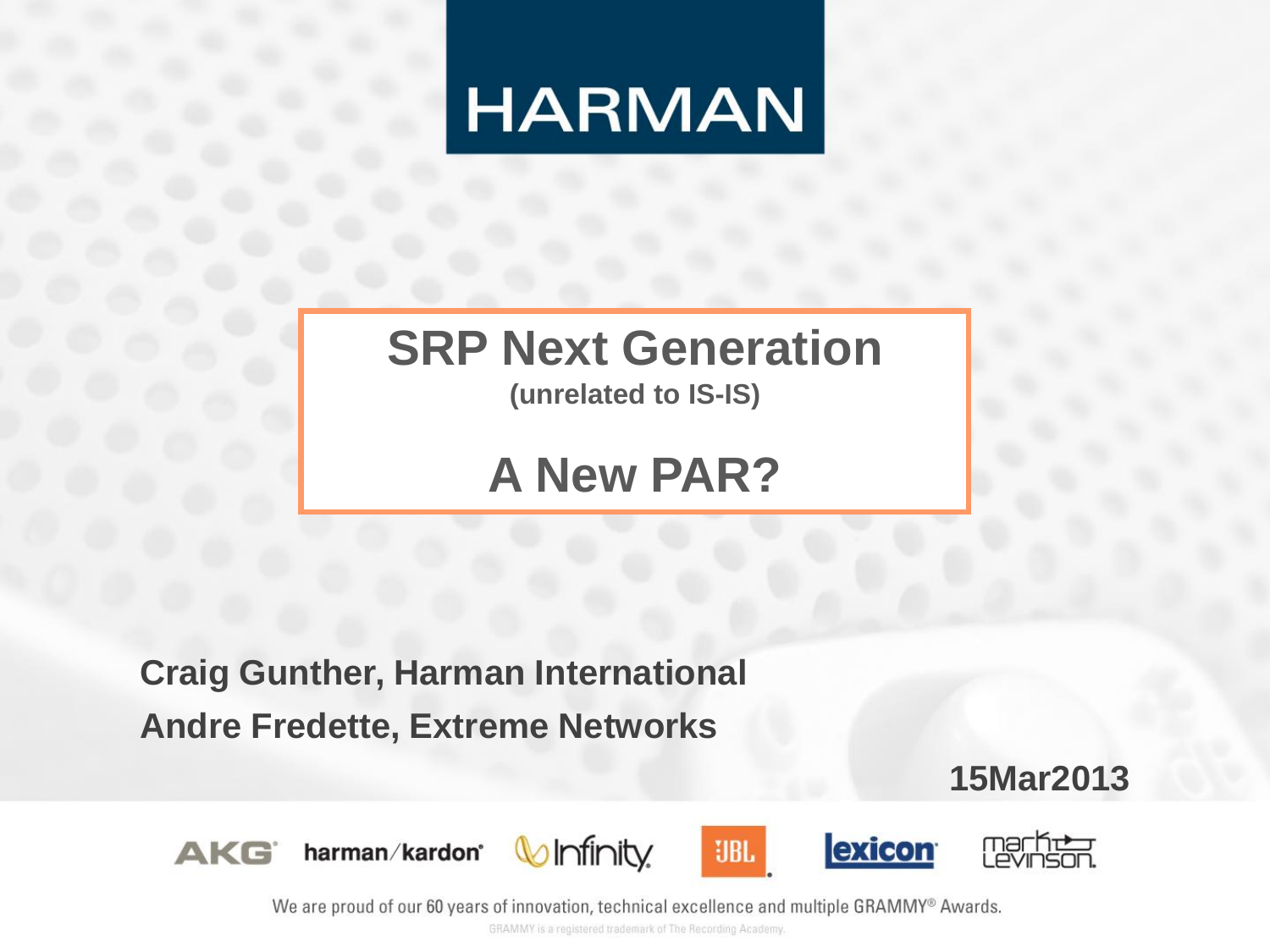HARMAN

# SRP Next Generation

(unrelated to IS-IS)

# A New PAR?

**Craig Gunther, Harman International**

**Andre Fredette, Extreme Networks**

**15Mar2013**

AKG harman/kardon Infinity JBL lexicon mark levinson

We are proud of our 60 years of innovation, technical excellence and multiple GRAMMY® Awards.

GRAMMY is a registered trademark of The Recording Academy.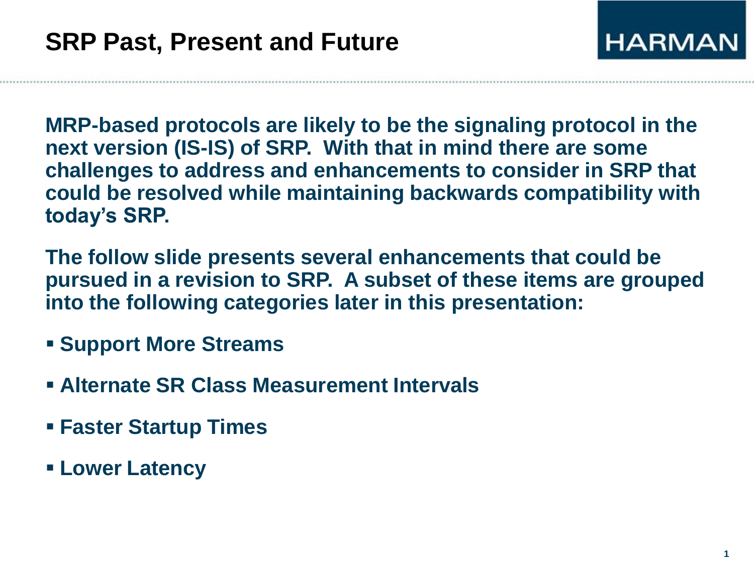# SRP Past, Present and Future

**MRP-based protocols are likely to be the signaling protocol in the next version (IS-IS) of SRP. With that in mind there are some challenges to address and enhancements to consider in SRP that could be resolved while maintaining backwards compatibility with today's SRP.**

**The follow slide presents several enhancements that could be pursued in a revision to SRP. A subset of these items are grouped into the following categories later in this presentation:**

- **Support More Streams**
- **Alternate SR Class Measurement Intervals**
- **Faster Startup Times**
- **Lower Latency**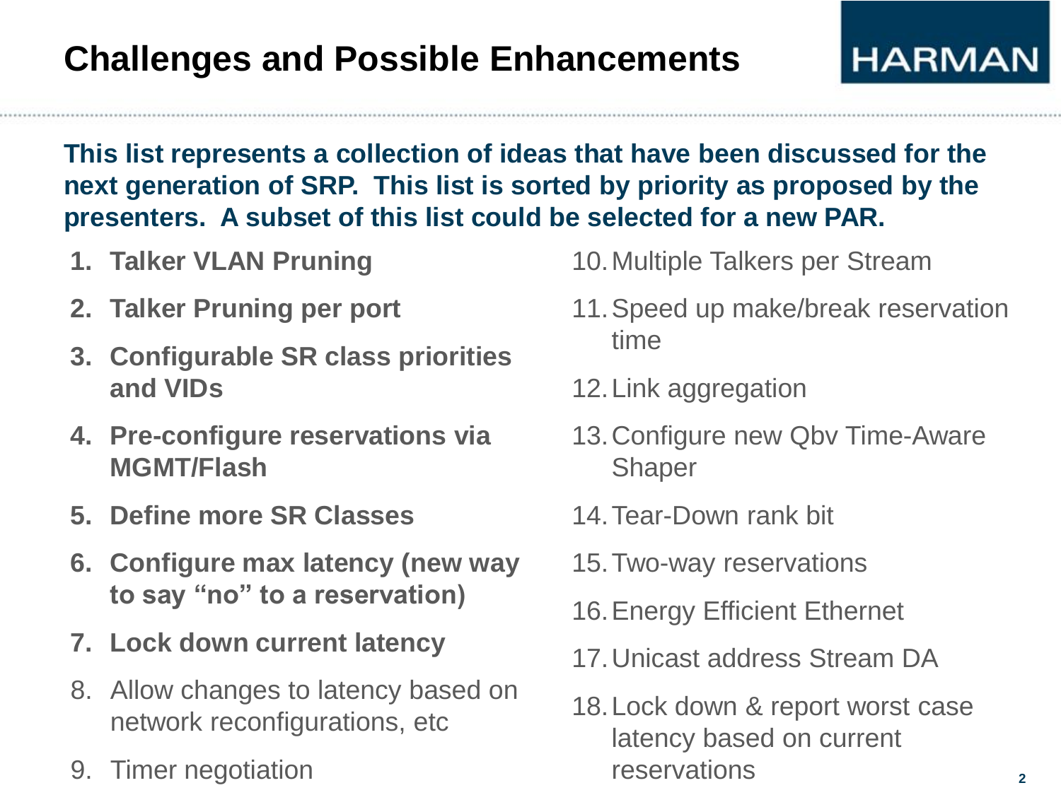# Challenges and Possible Enhancements

**This list represents a collection of ideas that have been discussed for the next generation of SRP. This list is sorted by priority as proposed by the presenters. A subset of this list could be selected for a new PAR.**

1. **Talker VLAN Pruning**
2. **Talker Pruning per port**
3. **Configurable SR class priorities and VIDs**
4. **Pre-configure reservations via MGMT/Flash**
5. **Define more SR Classes**
6. **Configure max latency (new way to say "no" to a reservation)**
7. **Lock down current latency**
8. Allow changes to latency based on network reconfigurations, etc
9. Timer negotiation
10. Multiple Talkers per Stream
11. Speed up make/break reservation time
12. Link aggregation
13. Configure new Qbv Time-Aware Shaper
14. Tear-Down rank bit
15. Two-way reservations
16. Energy Efficient Ethernet
17. Unicast address Stream DA
18. Lock down & report worst case latency based on current reservations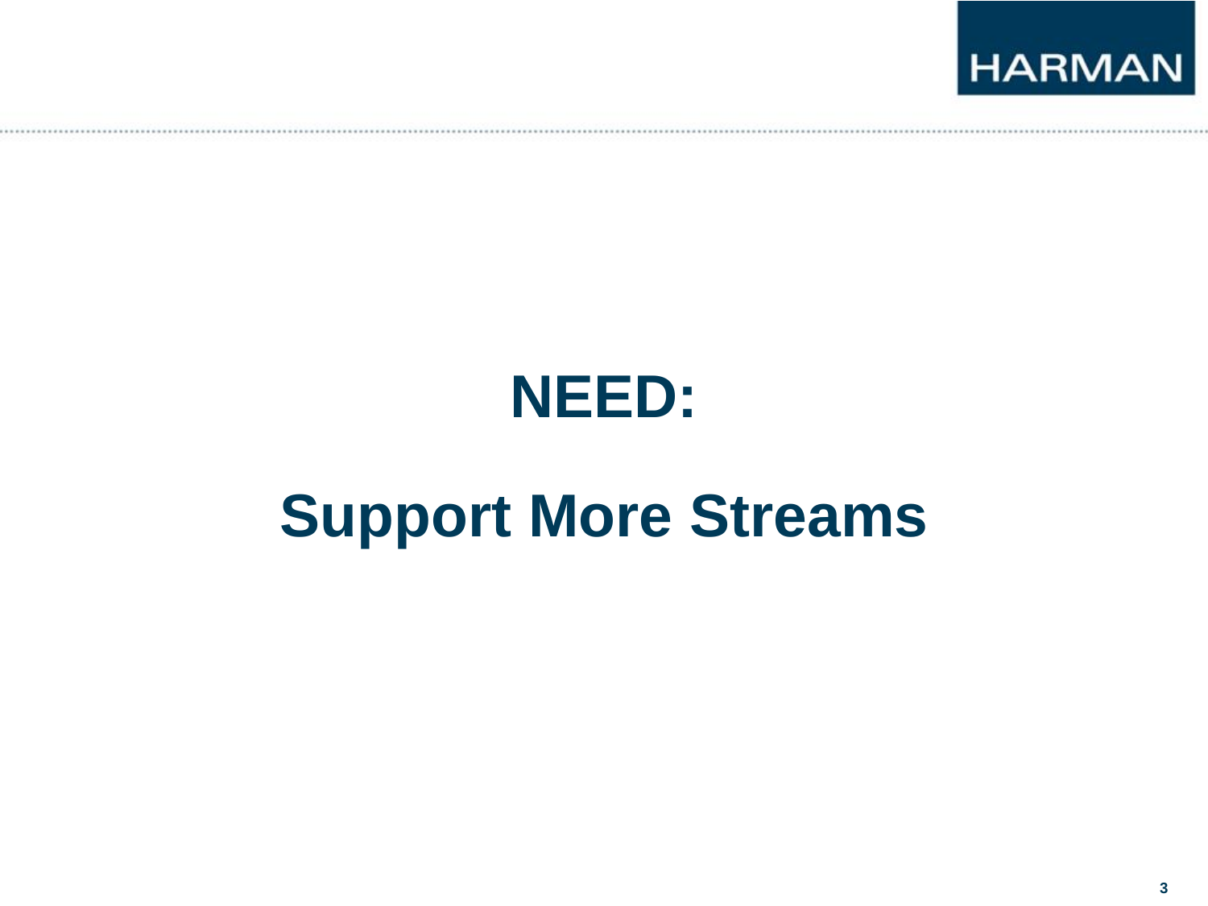# NEED:

# Support More Streams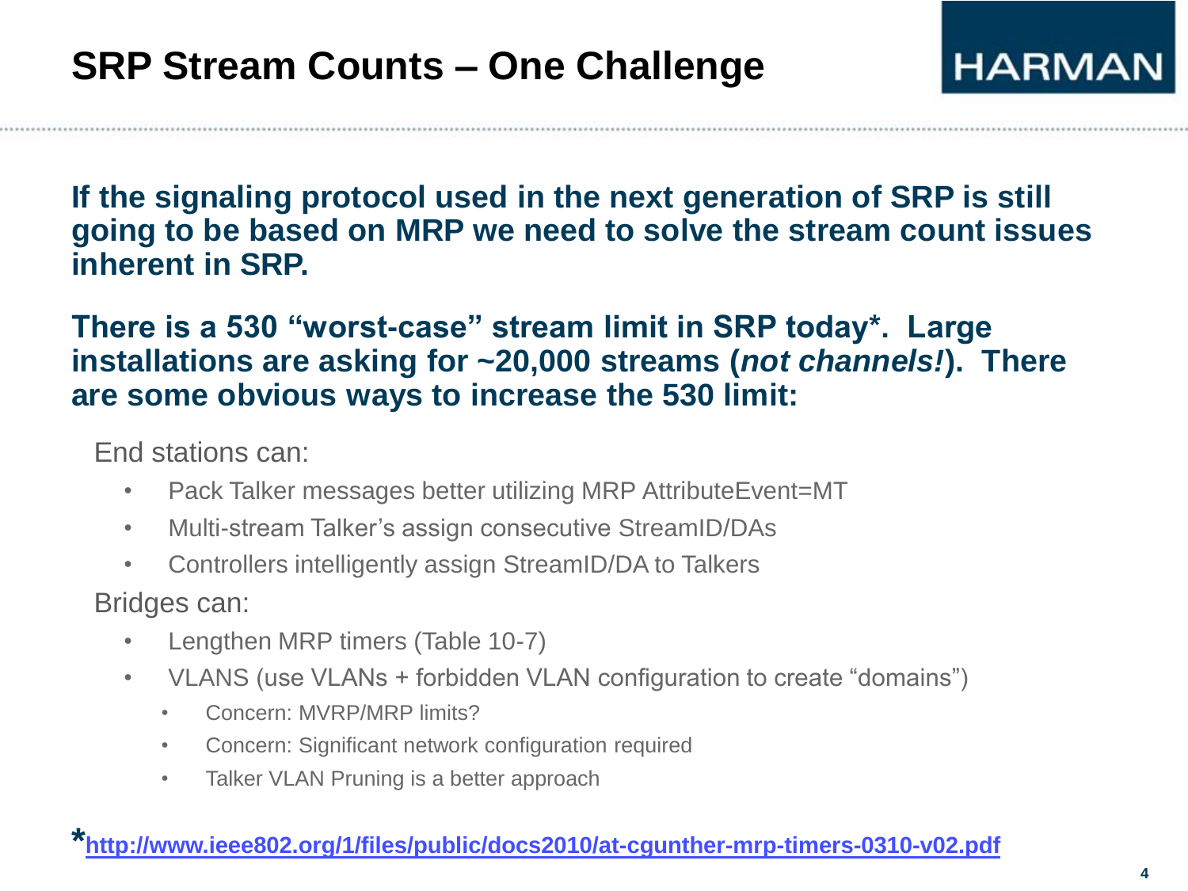# SRP Stream Counts – One Challenge

**If the signaling protocol used in the next generation of SRP is still going to be based on MRP we need to solve the stream count issues inherent in SRP.**

**There is a 530 "worst-case" stream limit in SRP today*. Large installations are asking for ~20,000 streams (*not channels!*). There are some obvious ways to increase the 530 limit:**

End stations can:

- Pack Talker messages better utilizing MRP AttributeEvent=MT
- Multi-stream Talker's assign consecutive StreamID/DAs
- Controllers intelligently assign StreamID/DA to Talkers

Bridges can:

- Lengthen MRP timers (Table 10-7)
- VLANS (use VLANs + forbidden VLAN configuration to create "domains")
  - Concern: MVRP/MRP limits?
  - Concern: Significant network configuration required
  - Talker VLAN Pruning is a better approach

*http://www.ieee802.org/1/files/public/docs2010/at-cgunther-mrp-timers-0310-v02.pdf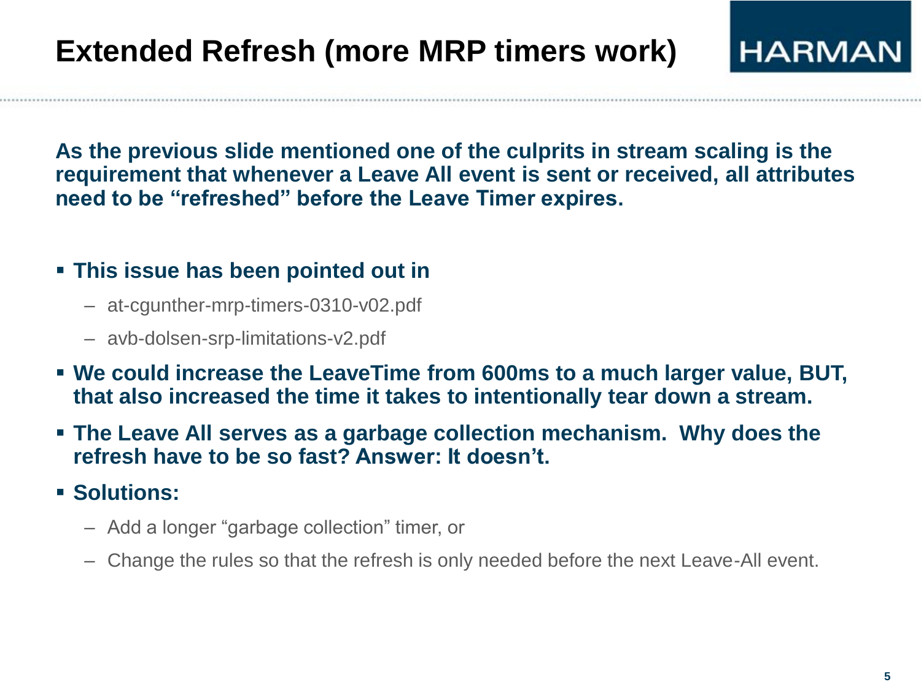# Extended Refresh (more MRP timers work)

**As the previous slide mentioned one of the culprits in stream scaling is the requirement that whenever a Leave All event is sent or received, all attributes need to be "refreshed" before the Leave Timer expires.**

- **This issue has been pointed out in**
  - at-cgunther-mrp-timers-0310-v02.pdf
  - avb-dolsen-srp-limitations-v2.pdf
- **We could increase the LeaveTime from 600ms to a much larger value, BUT, that also increased the time it takes to intentionally tear down a stream.**
- **The Leave All serves as a garbage collection mechanism. Why does the refresh have to be so fast? Answer: It doesn't.**
- **Solutions:**
  - Add a longer "garbage collection" timer, or
  - Change the rules so that the refresh is only needed before the next Leave-All event.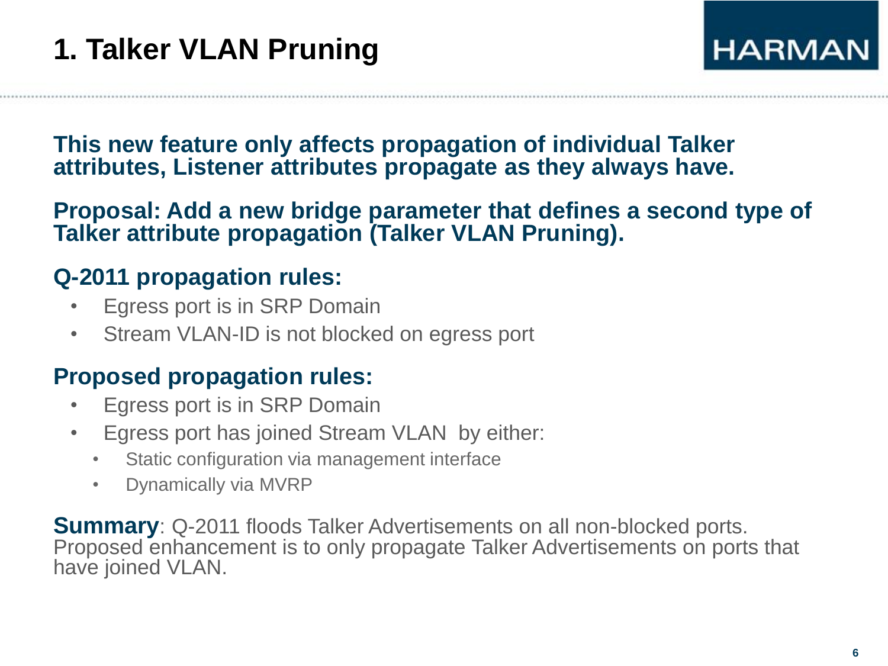# 1. Talker VLAN Pruning

**This new feature only affects propagation of individual Talker attributes, Listener attributes propagate as they always have.**

**Proposal: Add a new bridge parameter that defines a second type of Talker attribute propagation (Talker VLAN Pruning).**

## Q-2011 propagation rules:

- Egress port is in SRP Domain
- Stream VLAN-ID is not blocked on egress port

## Proposed propagation rules:

- Egress port is in SRP Domain
- Egress port has joined Stream VLAN by either:
  - Static configuration via management interface
  - Dynamically via MVRP

**Summary**: Q-2011 floods Talker Advertisements on all non-blocked ports. Proposed enhancement is to only propagate Talker Advertisements on ports that have joined VLAN.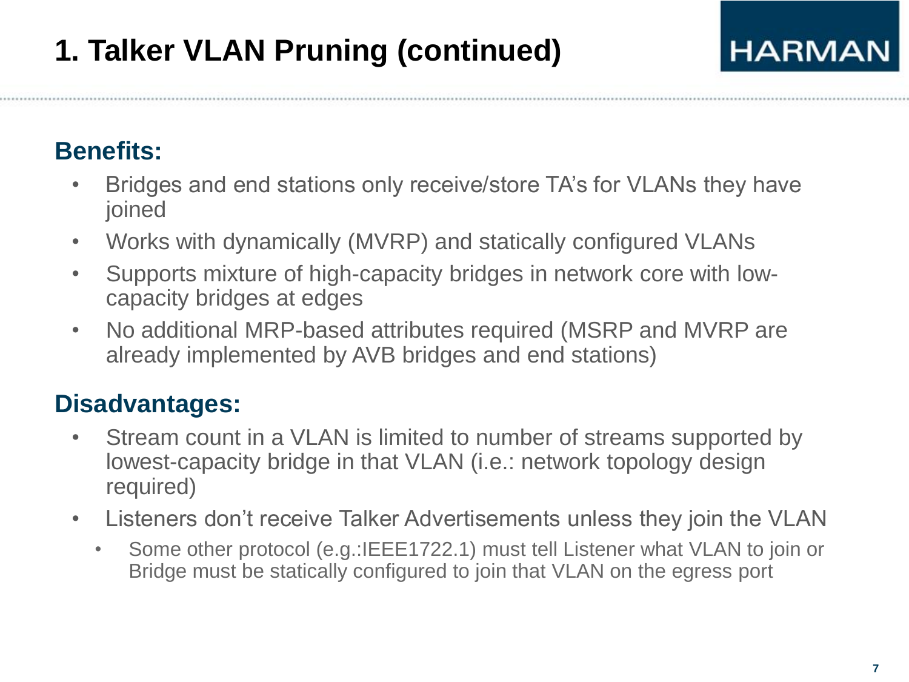# 1. Talker VLAN Pruning (continued)

## Benefits:

- Bridges and end stations only receive/store TA's for VLANs they have joined
- Works with dynamically (MVRP) and statically configured VLANs
- Supports mixture of high-capacity bridges in network core with low-capacity bridges at edges
- No additional MRP-based attributes required (MSRP and MVRP are already implemented by AVB bridges and end stations)

## Disadvantages:

- Stream count in a VLAN is limited to number of streams supported by lowest-capacity bridge in that VLAN (i.e.: network topology design required)
- Listeners don't receive Talker Advertisements unless they join the VLAN
  - Some other protocol (e.g.:IEEE1722.1) must tell Listener what VLAN to join or Bridge must be statically configured to join that VLAN on the egress port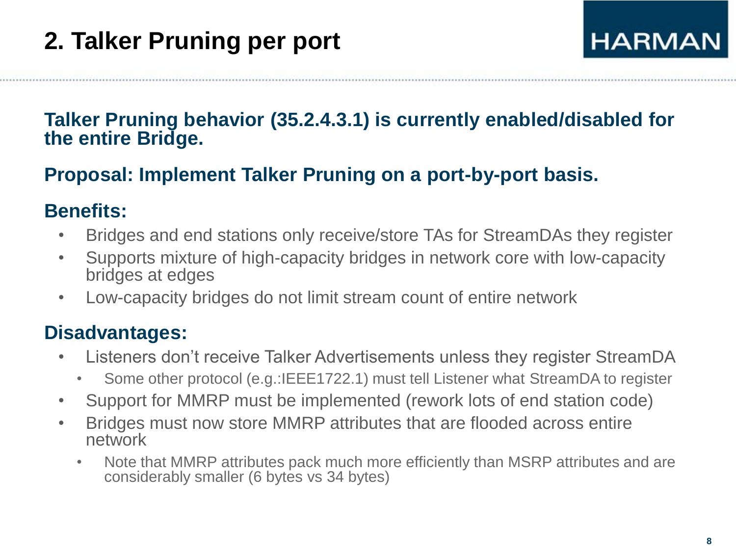# 2. Talker Pruning per port

**Talker Pruning behavior (35.2.4.3.1) is currently enabled/disabled for the entire Bridge.**

**Proposal: Implement Talker Pruning on a port-by-port basis.**

## Benefits:

- Bridges and end stations only receive/store TAs for StreamDAs they register
- Supports mixture of high-capacity bridges in network core with low-capacity bridges at edges
- Low-capacity bridges do not limit stream count of entire network

## Disadvantages:

- Listeners don't receive Talker Advertisements unless they register StreamDA
  - Some other protocol (e.g.:IEEE1722.1) must tell Listener what StreamDA to register
- Support for MMRP must be implemented (rework lots of end station code)
- Bridges must now store MMRP attributes that are flooded across entire network
  - Note that MMRP attributes pack much more efficiently than MSRP attributes and are considerably smaller (6 bytes vs 34 bytes)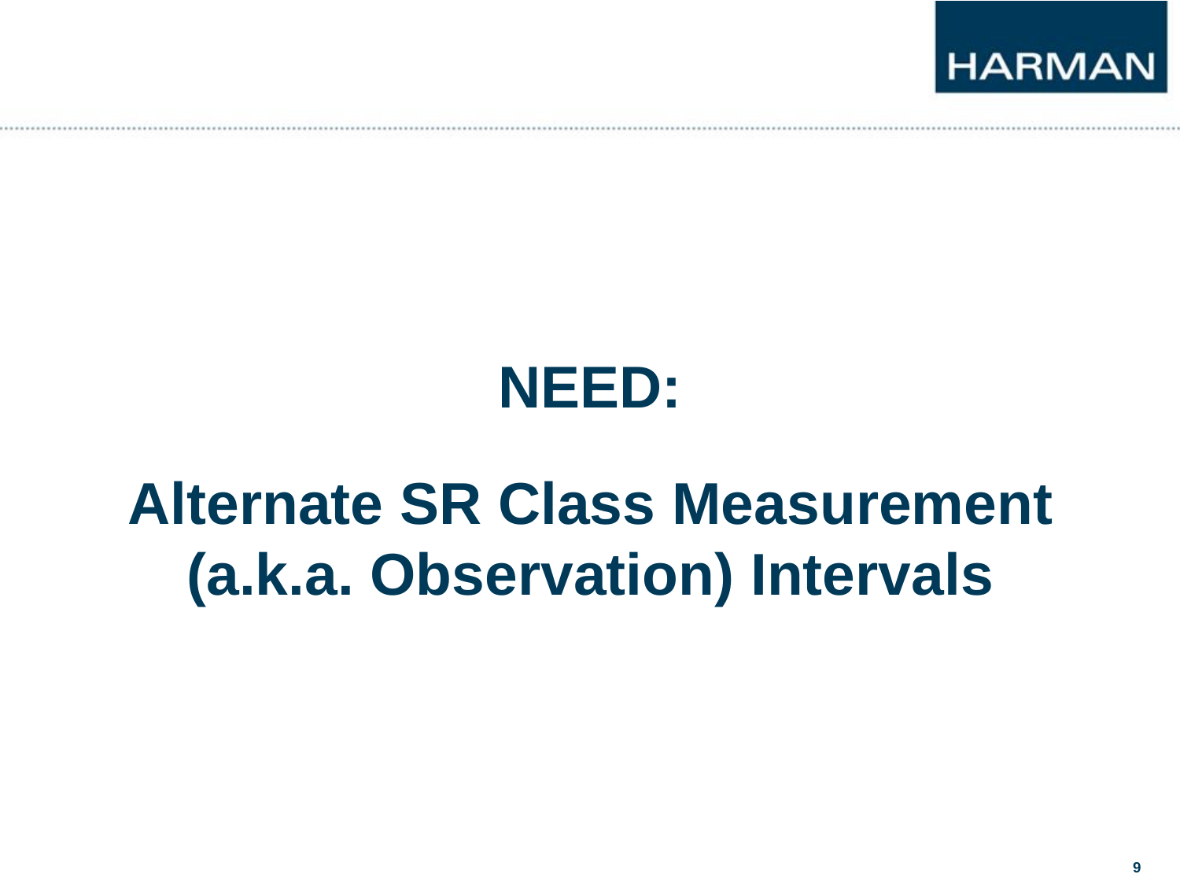# NEED:

# Alternate SR Class Measurement (a.k.a. Observation) Intervals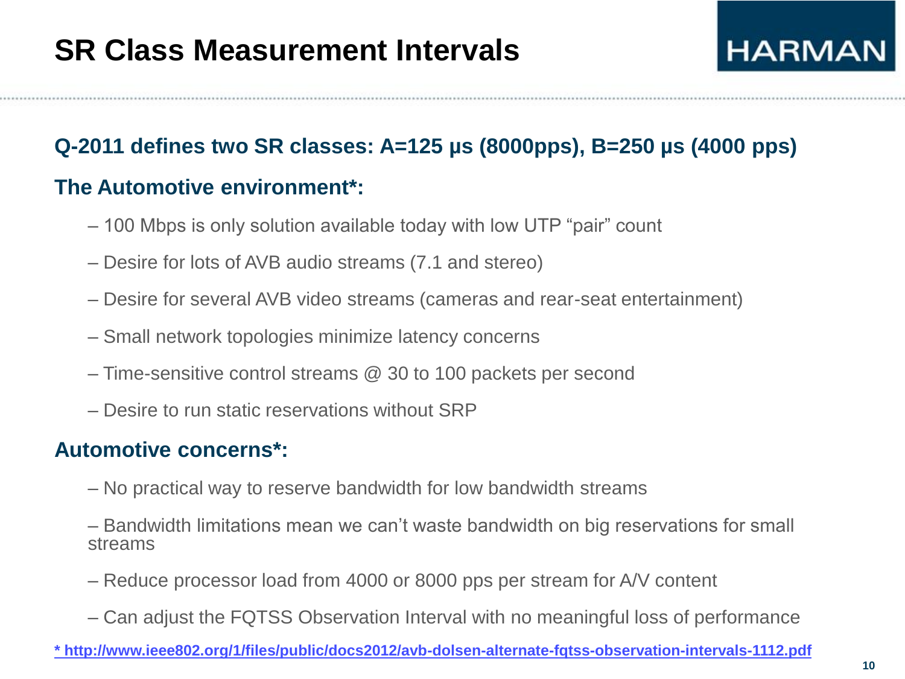# SR Class Measurement Intervals

**Q-2011 defines two SR classes: A=125 µs (8000pps), B=250 µs (4000 pps)**

**The Automotive environment*:**

- 100 Mbps is only solution available today with low UTP "pair" count
- Desire for lots of AVB audio streams (7.1 and stereo)
- Desire for several AVB video streams (cameras and rear-seat entertainment)
- Small network topologies minimize latency concerns
- Time-sensitive control streams @ 30 to 100 packets per second
- Desire to run static reservations without SRP

**Automotive concerns*:**

- No practical way to reserve bandwidth for low bandwidth streams
- Bandwidth limitations mean we can't waste bandwidth on big reservations for small streams
- Reduce processor load from 4000 or 8000 pps per stream for A/V content
- Can adjust the FQTSS Observation Interval with no meaningful loss of performance

* http://www.ieee802.org/1/files/public/docs2012/avb-dolsen-alternate-fqtss-observation-intervals-1112.pdf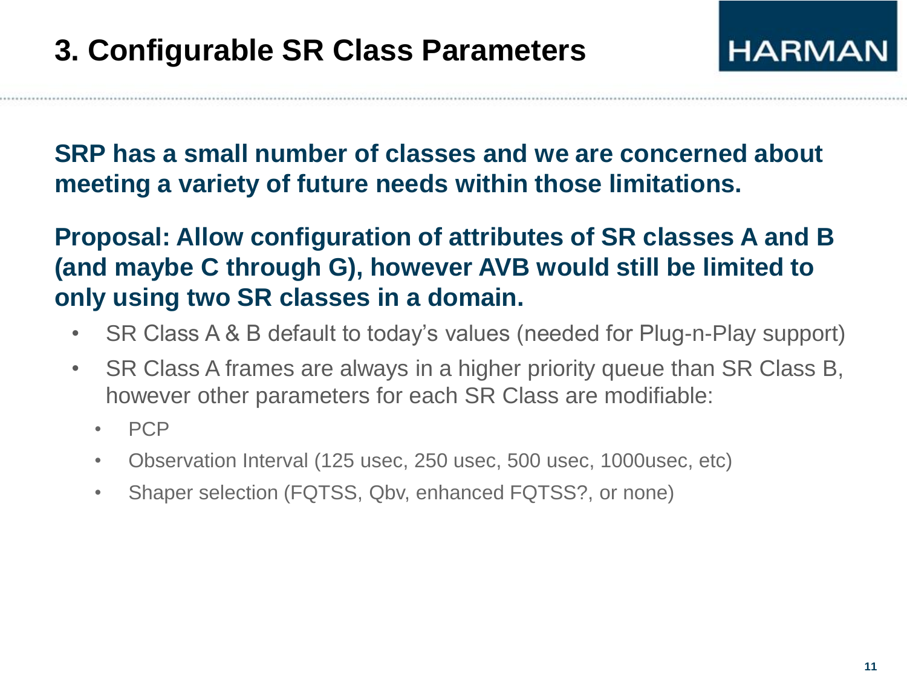# 3. Configurable SR Class Parameters

**SRP has a small number of classes and we are concerned about meeting a variety of future needs within those limitations.**

**Proposal: Allow configuration of attributes of SR classes A and B (and maybe C through G), however AVB would still be limited to only using two SR classes in a domain.**

- SR Class A & B default to today's values (needed for Plug-n-Play support)
- SR Class A frames are always in a higher priority queue than SR Class B, however other parameters for each SR Class are modifiable:
  - PCP
  - Observation Interval (125 usec, 250 usec, 500 usec, 1000usec, etc)
  - Shaper selection (FQTSS, Qbv, enhanced FQTSS?, or none)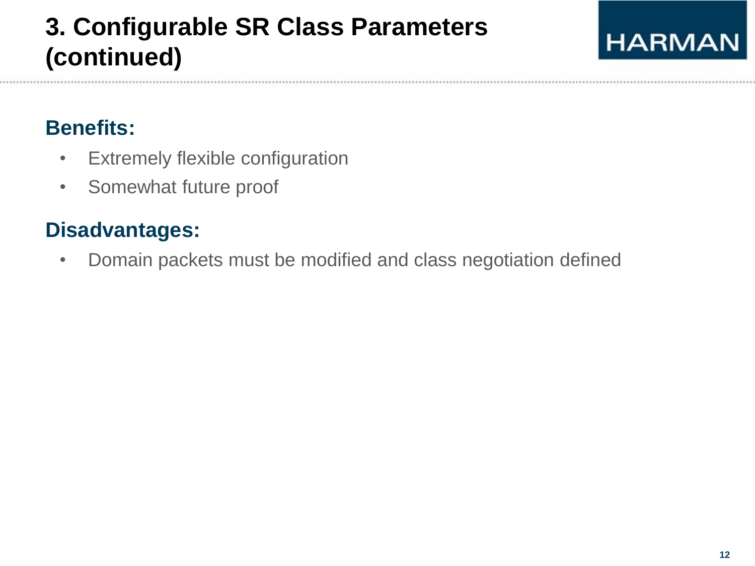# 3. Configurable SR Class Parameters (continued)

## Benefits:

- Extremely flexible configuration
- Somewhat future proof

## Disadvantages:

- Domain packets must be modified and class negotiation defined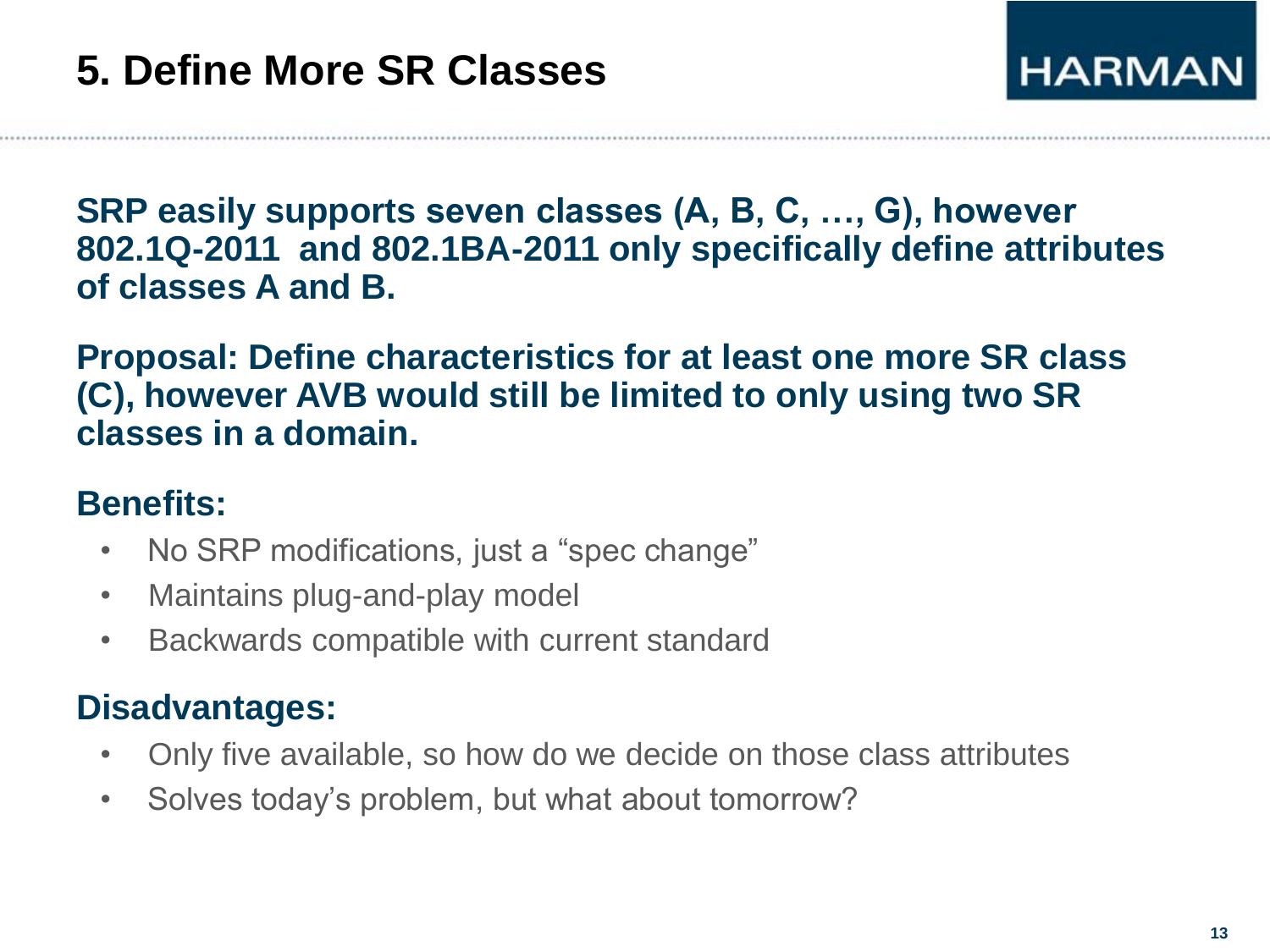# 5. Define More SR Classes

**SRP easily supports seven classes (A, B, C, …, G), however 802.1Q-2011 and 802.1BA-2011 only specifically define attributes of classes A and B.**

**Proposal: Define characteristics for at least one more SR class (C), however AVB would still be limited to only using two SR classes in a domain.**

**Benefits:**

- No SRP modifications, just a "spec change"
- Maintains plug-and-play model
- Backwards compatible with current standard

**Disadvantages:**

- Only five available, so how do we decide on those class attributes
- Solves today's problem, but what about tomorrow?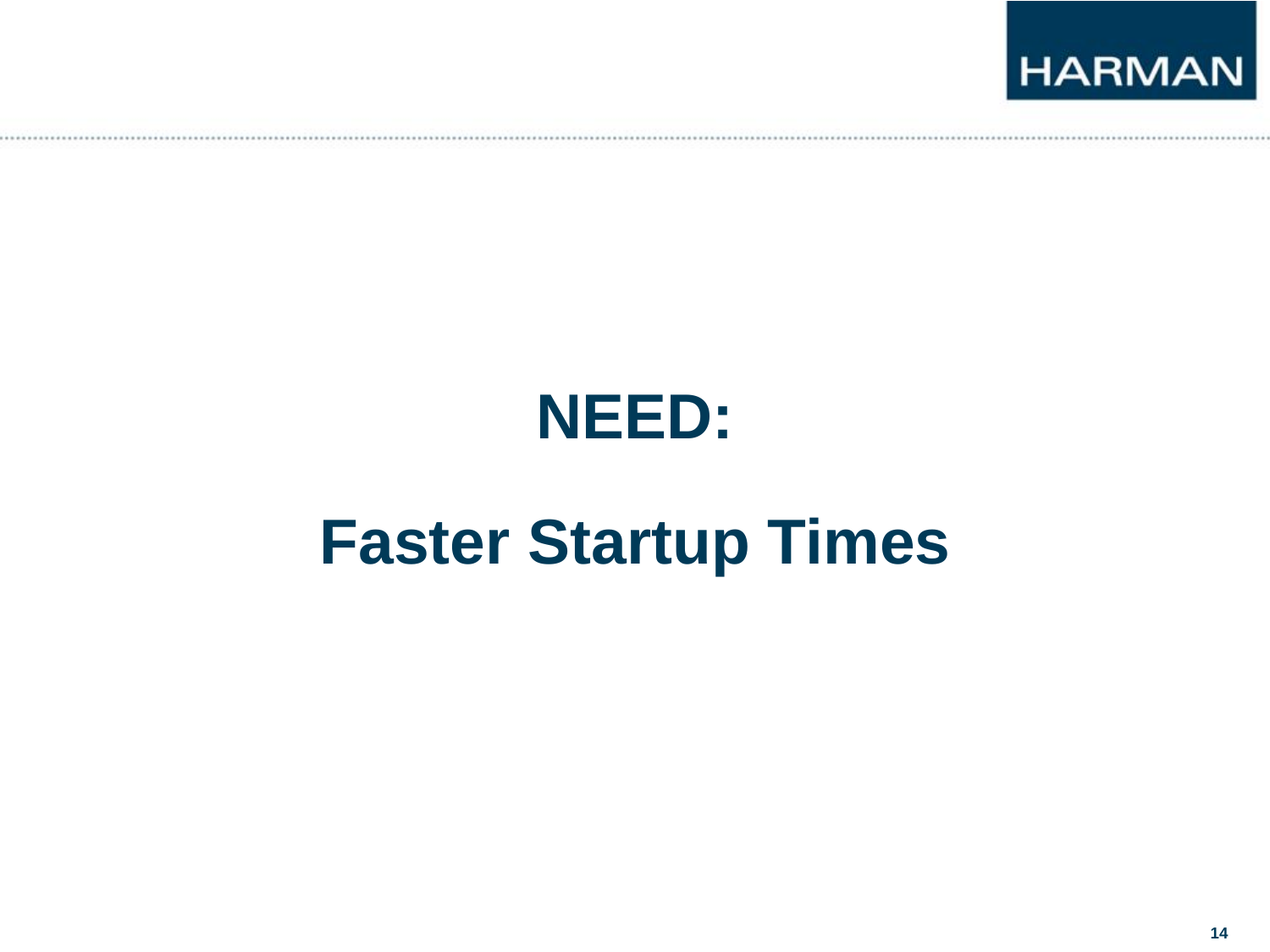# NEED:

# Faster Startup Times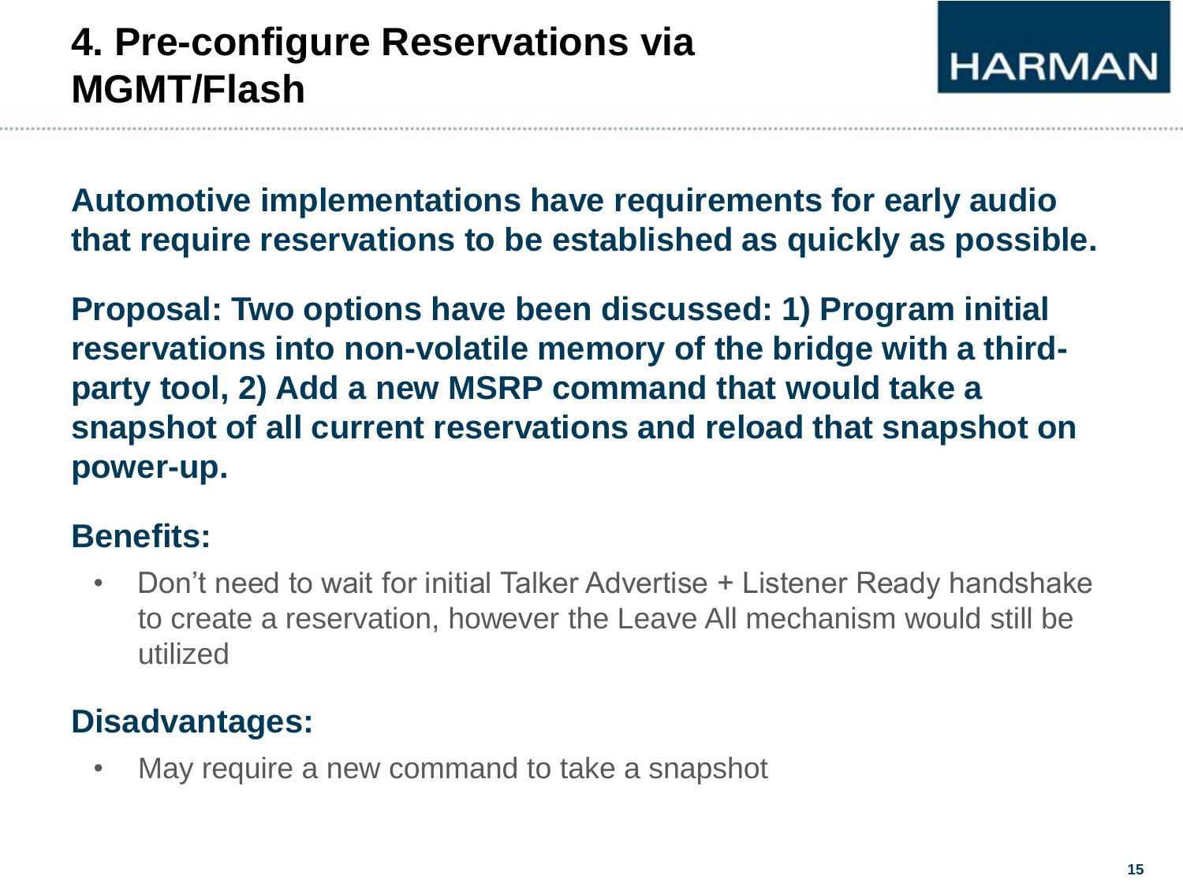# 4. Pre-configure Reservations via MGMT/Flash

**Automotive implementations have requirements for early audio that require reservations to be established as quickly as possible.**

**Proposal: Two options have been discussed: 1) Program initial reservations into non-volatile memory of the bridge with a third-party tool, 2) Add a new MSRP command that would take a snapshot of all current reservations and reload that snapshot on power-up.**

## Benefits:

- Don't need to wait for initial Talker Advertise + Listener Ready handshake to create a reservation, however the Leave All mechanism would still be utilized

## Disadvantages:

- May require a new command to take a snapshot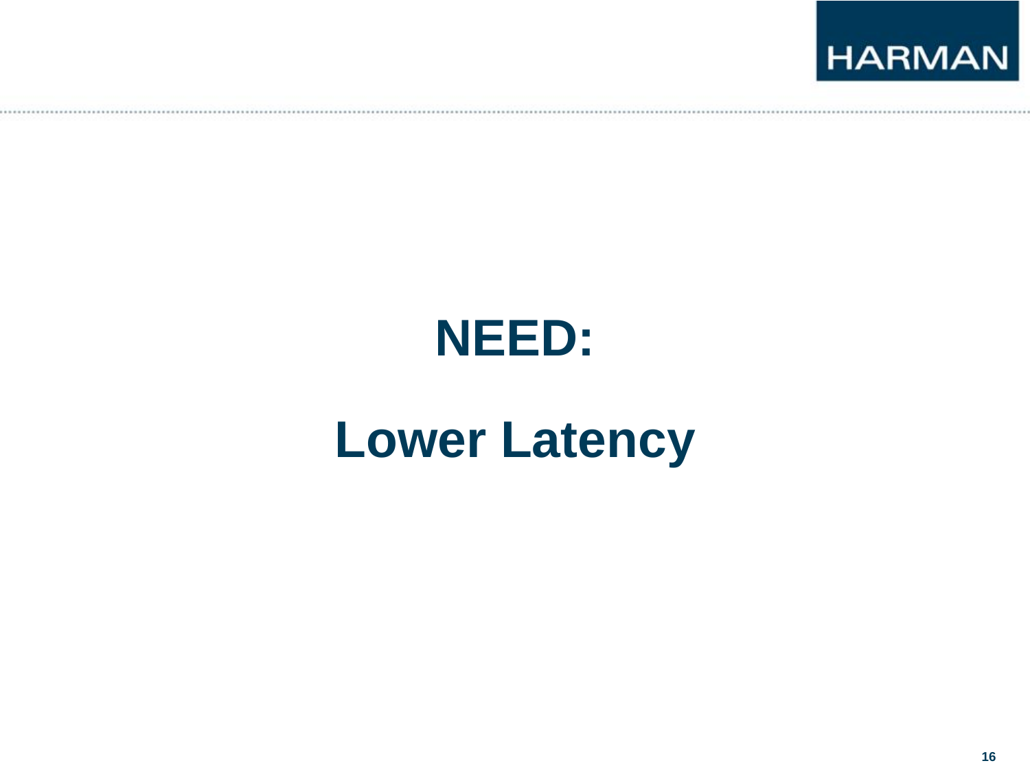# NEED:

# Lower Latency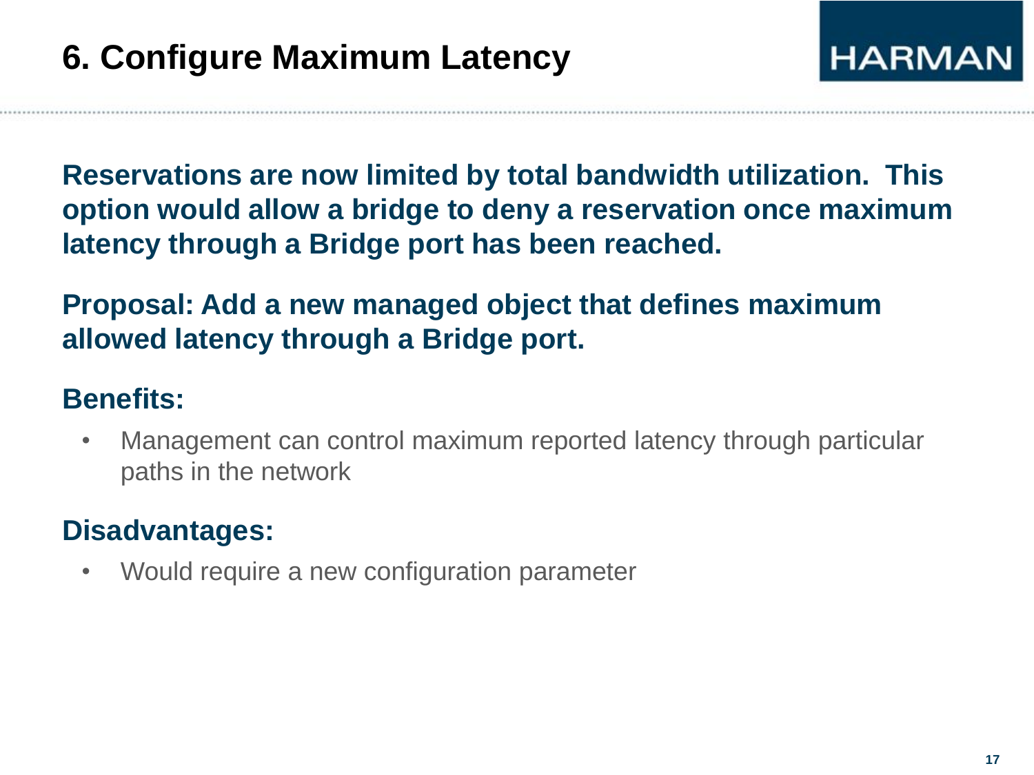# 6. Configure Maximum Latency

**Reservations are now limited by total bandwidth utilization. This option would allow a bridge to deny a reservation once maximum latency through a Bridge port has been reached.**

**Proposal: Add a new managed object that defines maximum allowed latency through a Bridge port.**

## Benefits:

- Management can control maximum reported latency through particular paths in the network

## Disadvantages:

- Would require a new configuration parameter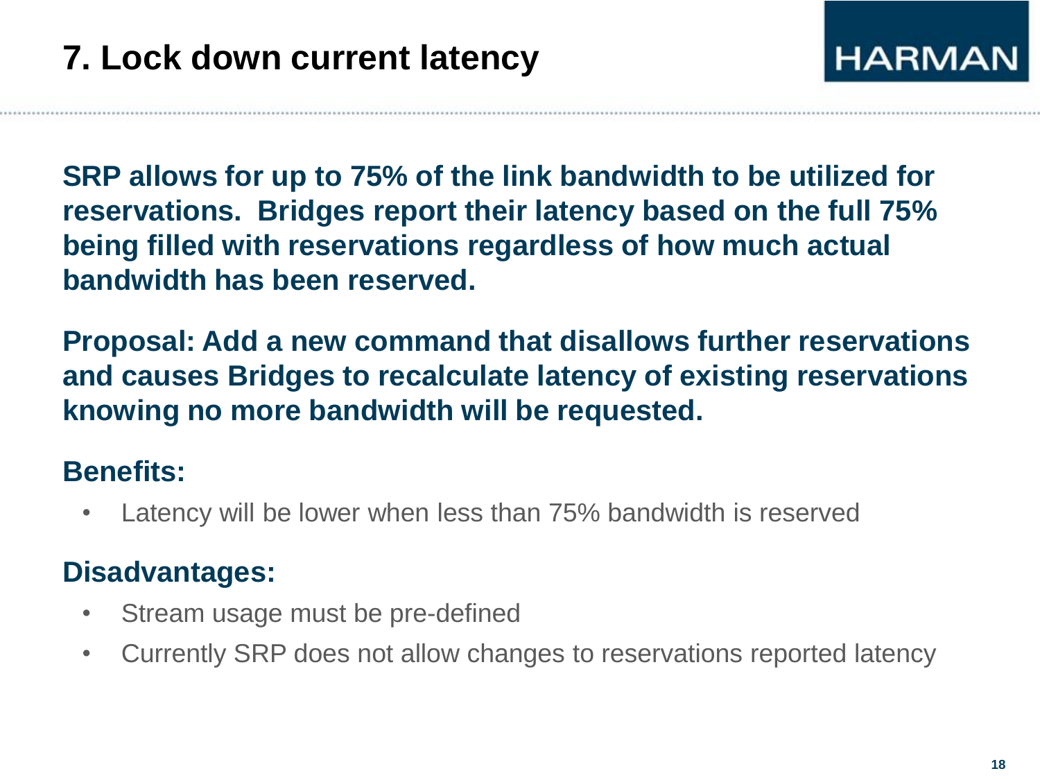# 7. Lock down current latency

**SRP allows for up to 75% of the link bandwidth to be utilized for reservations. Bridges report their latency based on the full 75% being filled with reservations regardless of how much actual bandwidth has been reserved.**

**Proposal: Add a new command that disallows further reservations and causes Bridges to recalculate latency of existing reservations knowing no more bandwidth will be requested.**

### Benefits:

- Latency will be lower when less than 75% bandwidth is reserved

### Disadvantages:

- Stream usage must be pre-defined
- Currently SRP does not allow changes to reservations reported latency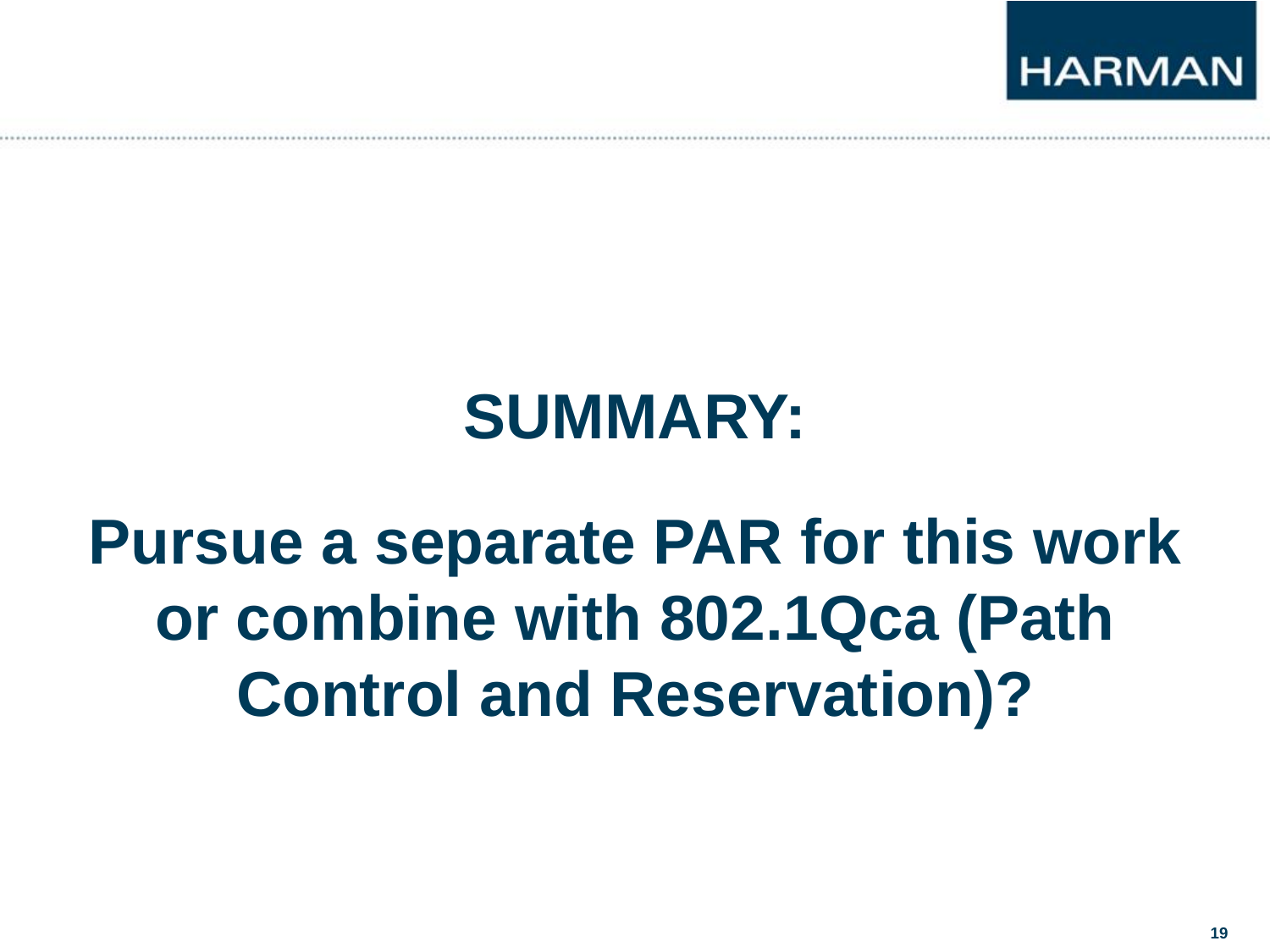# SUMMARY:

## Pursue a separate PAR for this work or combine with 802.1Qca (Path Control and Reservation)?